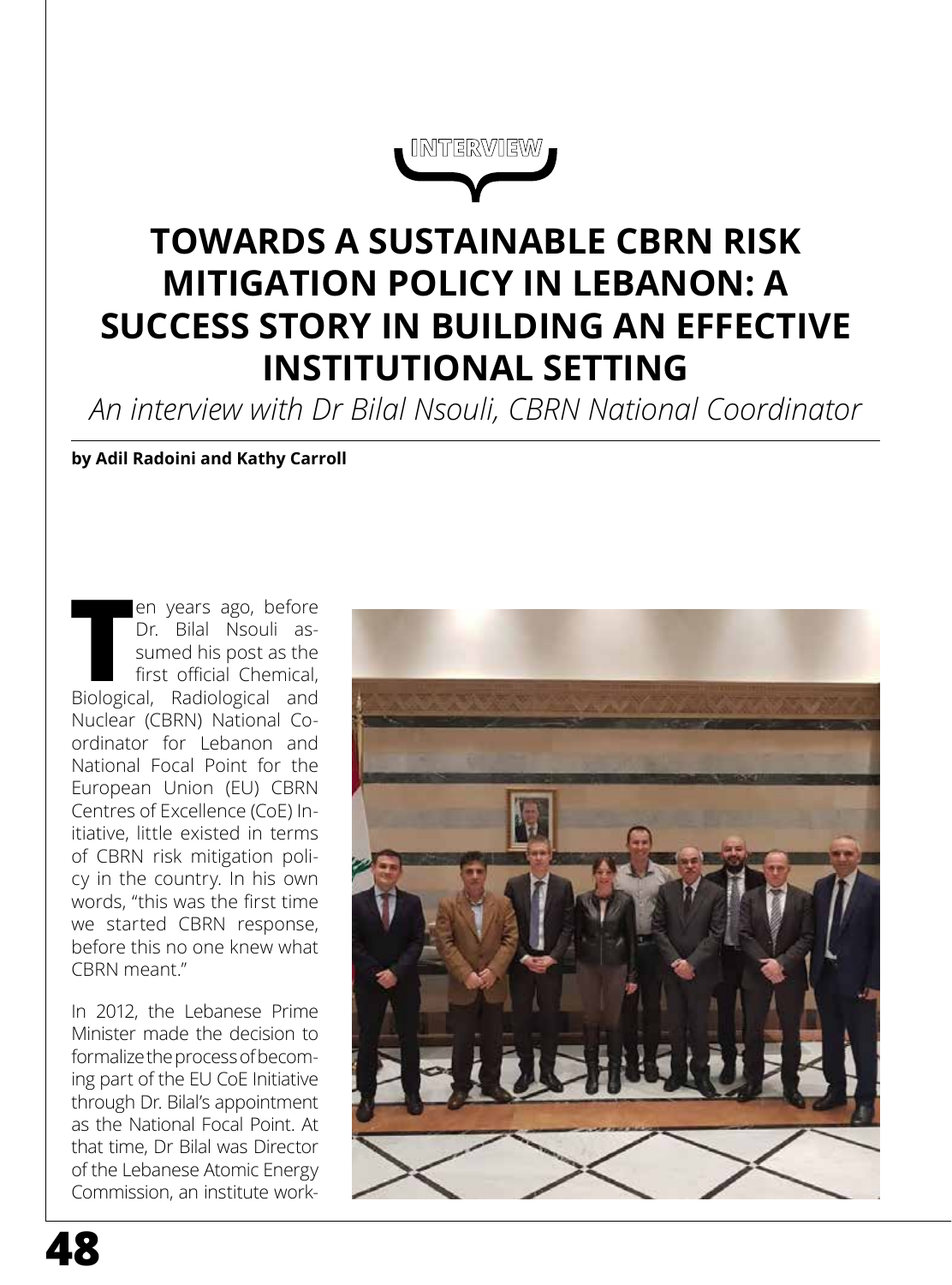INTERVIEW

# TOWARDS A SUSTAINABLE CBRN RISK MITIGATION POLICY IN LEBANON: A SUCCESS STORY IN BUILDING AN EFFECTIVE INSTITUTIONAL SETTING

*An interview with Dr Bilal Nsouli, CBRN National Coordinator*

**by Adil Radoini and Kathy Carroll**

Ten years ago, before Dr. Bilal Nsouli assumed his post as the first official Chemical, Biological, Radiological and Nuclear (CBRN) National Coordinator for Lebanon and National Focal Point for the European Union (EU) CBRN Centres of Excellence (CoE) Initiative, little existed in terms of CBRN risk mitigation policy in the country. In his own words, "this was the first time we started CBRN response, before this no one knew what CBRN meant."

In 2012, the Lebanese Prime Minister made the decision to formalize the process of becoming part of the EU CoE Initiative through Dr. Bilal's appointment as the National Focal Point. At that time, Dr Bilal was Director of the Lebanese Atomic Energy Commission, an institute work-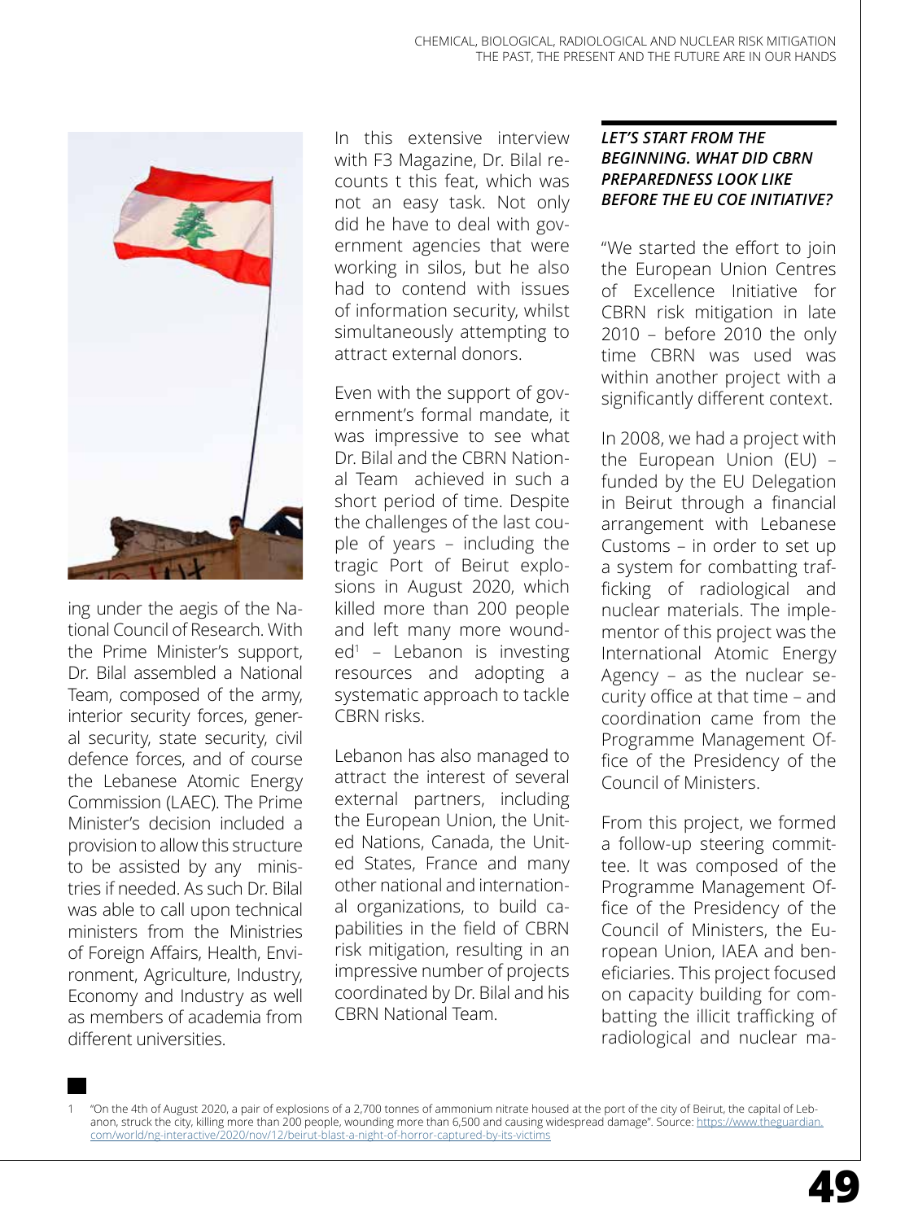ing under the aegis of the National Council of Research. With the Prime Minister's support, Dr. Bilal assembled a National Team, composed of the army, interior security forces, general security, state security, civil defence forces, and of course the Lebanese Atomic Energy Commission (LAEC). The Prime Minister's decision included a provision to allow this structure to be assisted by any ministries if needed. As such Dr. Bilal was able to call upon technical ministers from the Ministries of Foreign Affairs, Health, Environment, Agriculture, Industry, Economy and Industry as well as members of academia from different universities.

In this extensive interview with F3 Magazine, Dr. Bilal recounts t this feat, which was not an easy task. Not only did he have to deal with government agencies that were working in silos, but he also had to contend with issues of information security, whilst simultaneously attempting to attract external donors.

Even with the support of government's formal mandate, it was impressive to see what Dr. Bilal and the CBRN National Team achieved in such a short period of time. Despite the challenges of the last couple of years – including the tragic Port of Beirut explosions in August 2020, which killed more than 200 people and left many more wounded[1] – Lebanon is investing resources and adopting a systematic approach to tackle CBRN risks.

Lebanon has also managed to attract the interest of several external partners, including the European Union, the United Nations, Canada, the United States, France and many other national and international organizations, to build capabilities in the field of CBRN risk mitigation, resulting in an impressive number of projects coordinated by Dr. Bilal and his CBRN National Team.

### *LET'S START FROM THE BEGINNING. WHAT DID CBRN PREPAREDNESS LOOK LIKE BEFORE THE EU COE INITIATIVE?*

"We started the effort to join the European Union Centres of Excellence Initiative for CBRN risk mitigation in late 2010 – before 2010 the only time CBRN was used was within another project with a significantly different context.

In 2008, we had a project with the European Union (EU) – funded by the EU Delegation in Beirut through a financial arrangement with Lebanese Customs – in order to set up a system for combatting trafficking of radiological and nuclear materials. The implementor of this project was the International Atomic Energy Agency – as the nuclear security office at that time – and coordination came from the Programme Management Office of the Presidency of the Council of Ministers.

From this project, we formed a follow-up steering committee. It was composed of the Programme Management Office of the Presidency of the Council of Ministers, the European Union, IAEA and beneficiaries. This project focused on capacity building for combatting the illicit trafficking of radiological and nuclear ma-

1 "On the 4th of August 2020, a pair of explosions of a 2,700 tonnes of ammonium nitrate housed at the port of the city of Beirut, the capital of Lebanon, struck the city, killing more than 200 people, wounding more than 6,500 and causing widespread damage". Source: https://www.theguardian.com/world/ng-interactive/2020/nov/12/beirut-blast-a-night-of-horror-captured-by-its-victims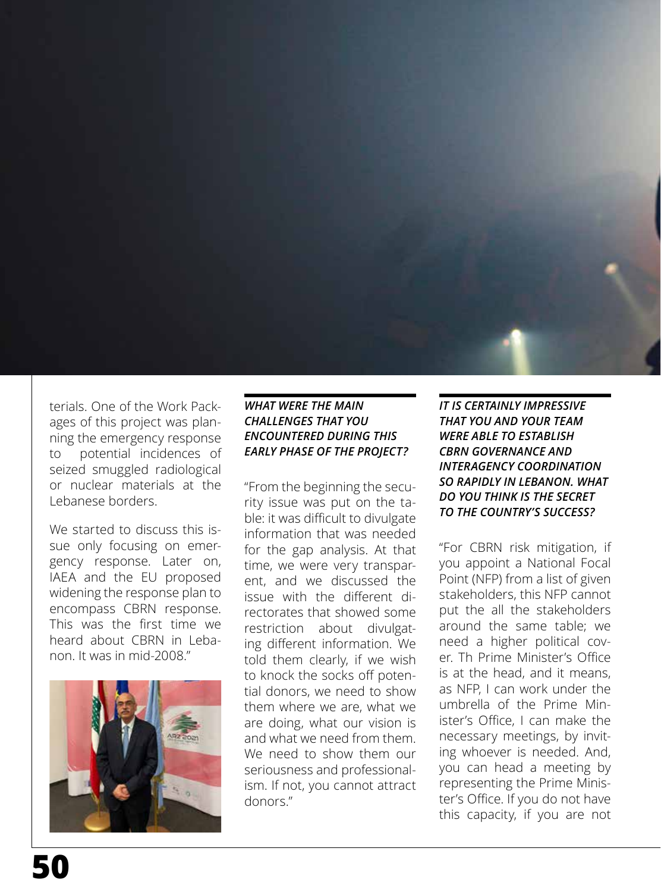terials. One of the Work Packages of this project was planning the emergency response to potential incidences of seized smuggled radiological or nuclear materials at the Lebanese borders.

We started to discuss this issue only focusing on emergency response. Later on, IAEA and the EU proposed widening the response plan to encompass CBRN response. This was the first time we heard about CBRN in Lebanon. It was in mid-2008."

***WHAT WERE THE MAIN CHALLENGES THAT YOU ENCOUNTERED DURING THIS EARLY PHASE OF THE PROJECT?***

"From the beginning the security issue was put on the table: it was difficult to divulgate information that was needed for the gap analysis. At that time, we were very transparent, and we discussed the issue with the different directorates that showed some restriction about divulgating different information. We told them clearly, if we wish to knock the socks off potential donors, we need to show them where we are, what we are doing, what our vision is and what we need from them. We need to show them our seriousness and professionalism. If not, you cannot attract donors."

***IT IS CERTAINLY IMPRESSIVE THAT YOU AND YOUR TEAM WERE ABLE TO ESTABLISH CBRN GOVERNANCE AND INTERAGENCY COORDINATION SO RAPIDLY IN LEBANON. WHAT DO YOU THINK IS THE SECRET TO THE COUNTRY'S SUCCESS?***

"For CBRN risk mitigation, if you appoint a National Focal Point (NFP) from a list of given stakeholders, this NFP cannot put the all the stakeholders around the same table; we need a higher political cover. Th Prime Minister's Office is at the head, and it means, as NFP, I can work under the umbrella of the Prime Minister's Office, I can make the necessary meetings, by inviting whoever is needed. And, you can head a meeting by representing the Prime Minister's Office. If you do not have this capacity, if you are not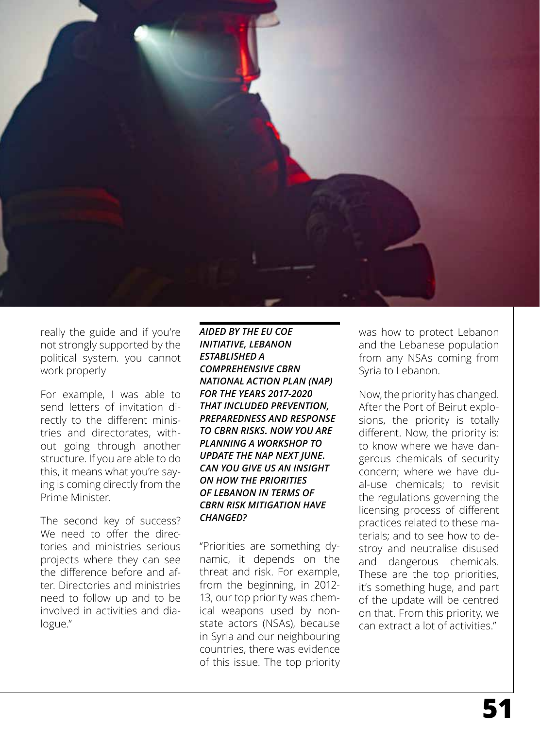really the guide and if you're not strongly supported by the political system. you cannot work properly

For example, I was able to send letters of invitation directly to the different ministries and directorates, without going through another structure. If you are able to do this, it means what you're saying is coming directly from the Prime Minister.

The second key of success? We need to offer the directories and ministries serious projects where they can see the difference before and after. Directories and ministries need to follow up and to be involved in activities and dialogue."

***AIDED BY THE EU COE INITIATIVE, LEBANON ESTABLISHED A COMPREHENSIVE CBRN NATIONAL ACTION PLAN (NAP) FOR THE YEARS 2017-2020 THAT INCLUDED PREVENTION, PREPAREDNESS AND RESPONSE TO CBRN RISKS. NOW YOU ARE PLANNING A WORKSHOP TO UPDATE THE NAP NEXT JUNE. CAN YOU GIVE US AN INSIGHT ON HOW THE PRIORITIES OF LEBANON IN TERMS OF CBRN RISK MITIGATION HAVE CHANGED?***

"Priorities are something dynamic, it depends on the threat and risk. For example, from the beginning, in 2012-13, our top priority was chemical weapons used by non-state actors (NSAs), because in Syria and our neighbouring countries, there was evidence of this issue. The top priority was how to protect Lebanon and the Lebanese population from any NSAs coming from Syria to Lebanon.

Now, the priority has changed. After the Port of Beirut explosions, the priority is totally different. Now, the priority is: to know where we have dangerous chemicals of security concern; where we have dual-use chemicals; to revisit the regulations governing the licensing process of different practices related to these materials; and to see how to destroy and neutralise disused and dangerous chemicals. These are the top priorities, it's something huge, and part of the update will be centred on that. From this priority, we can extract a lot of activities."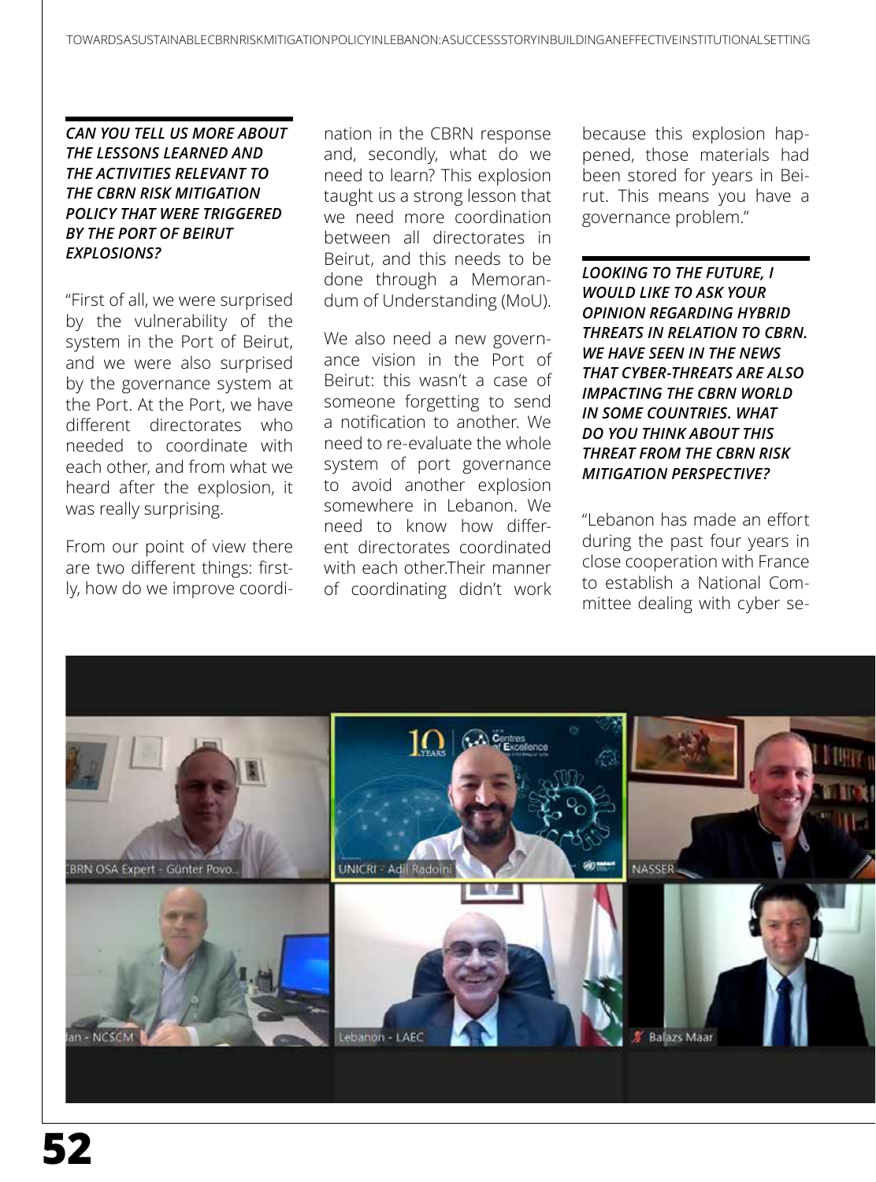***CAN YOU TELL US MORE ABOUT THE LESSONS LEARNED AND THE ACTIVITIES RELEVANT TO THE CBRN RISK MITIGATION POLICY THAT WERE TRIGGERED BY THE PORT OF BEIRUT EXPLOSIONS?***

"First of all, we were surprised by the vulnerability of the system in the Port of Beirut, and we were also surprised by the governance system at the Port. At the Port, we have different directorates who needed to coordinate with each other, and from what we heard after the explosion, it was really surprising.

From our point of view there are two different things: firstly, how do we improve coordination in the CBRN response and, secondly, what do we need to learn? This explosion taught us a strong lesson that we need more coordination between all directorates in Beirut, and this needs to be done through a Memorandum of Understanding (MoU).

We also need a new governance vision in the Port of Beirut: this wasn't a case of someone forgetting to send a notification to another. We need to re-evaluate the whole system of port governance to avoid another explosion somewhere in Lebanon. We need to know how different directorates coordinated with each other.Their manner of coordinating didn't work because this explosion happened, those materials had been stored for years in Beirut. This means you have a governance problem."

***LOOKING TO THE FUTURE, I WOULD LIKE TO ASK YOUR OPINION REGARDING HYBRID THREATS IN RELATION TO CBRN. WE HAVE SEEN IN THE NEWS THAT CYBER-THREATS ARE ALSO IMPACTING THE CBRN WORLD IN SOME COUNTRIES. WHAT DO YOU THINK ABOUT THIS THREAT FROM THE CBRN RISK MITIGATION PERSPECTIVE?***

"Lebanon has made an effort during the past four years in close cooperation with France to establish a National Committee dealing with cyber se-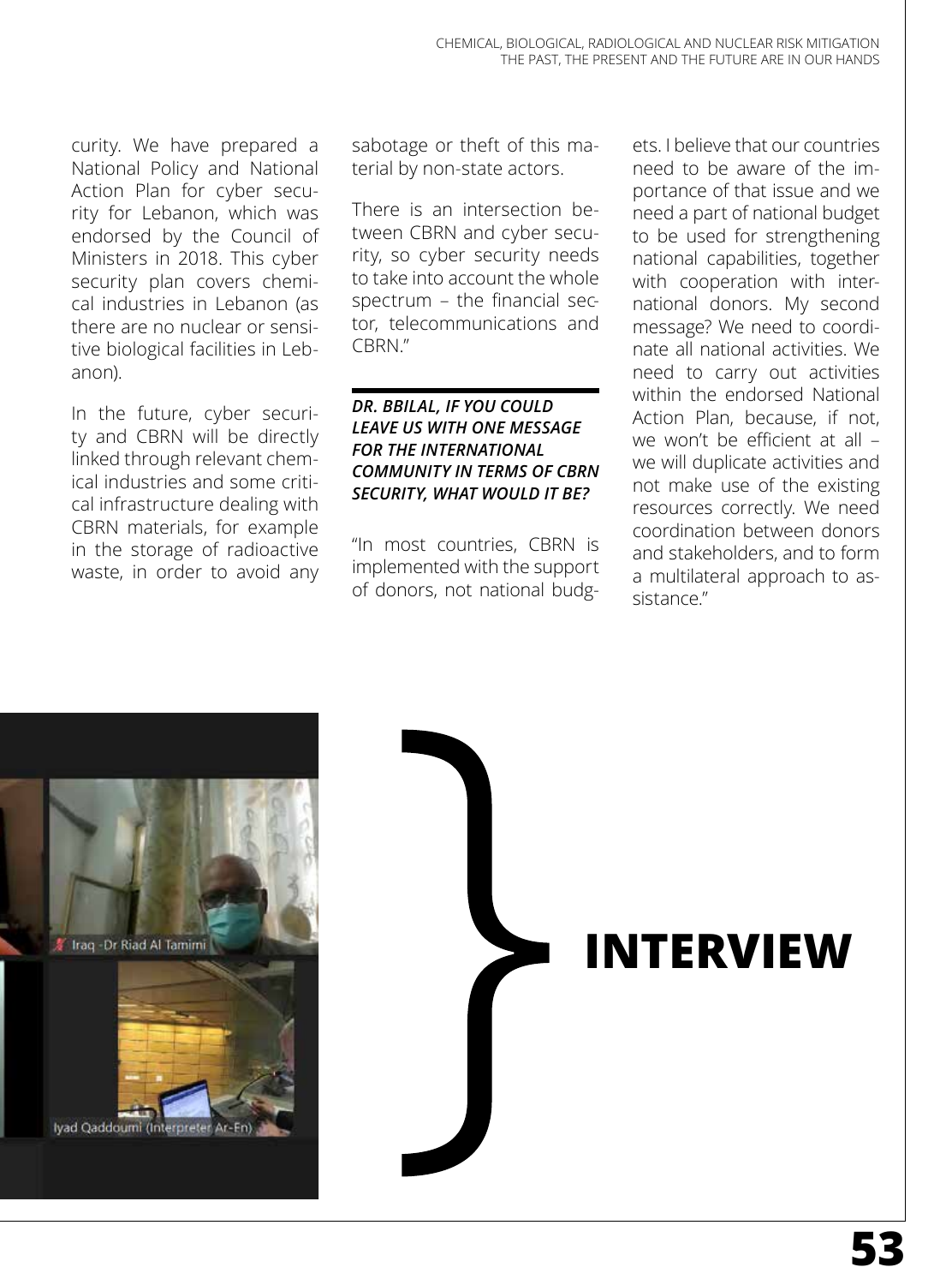curity. We have prepared a National Policy and National Action Plan for cyber security for Lebanon, which was endorsed by the Council of Ministers in 2018. This cyber security plan covers chemical industries in Lebanon (as there are no nuclear or sensitive biological facilities in Lebanon).

In the future, cyber security and CBRN will be directly linked through relevant chemical industries and some critical infrastructure dealing with CBRN materials, for example in the storage of radioactive waste, in order to avoid any sabotage or theft of this material by non-state actors.

There is an intersection between CBRN and cyber security, so cyber security needs to take into account the whole spectrum – the financial sector, telecommunications and CBRN."

***DR. BBILAL, IF YOU COULD LEAVE US WITH ONE MESSAGE FOR THE INTERNATIONAL COMMUNITY IN TERMS OF CBRN SECURITY, WHAT WOULD IT BE?***

"In most countries, CBRN is implemented with the support of donors, not national budgets. I believe that our countries need to be aware of the importance of that issue and we need a part of national budget to be used for strengthening national capabilities, together with cooperation with international donors. My second message? We need to coordinate all national activities. We need to carry out activities within the endorsed National Action Plan, because, if not, we won't be efficient at all – we will duplicate activities and not make use of the existing resources correctly. We need coordination between donors and stakeholders, and to form a multilateral approach to assistance."

Iraq -Dr Riad Al Tamimi

Iyad Qaddoumi (Interpreter Ar-En)

**INTERVIEW**